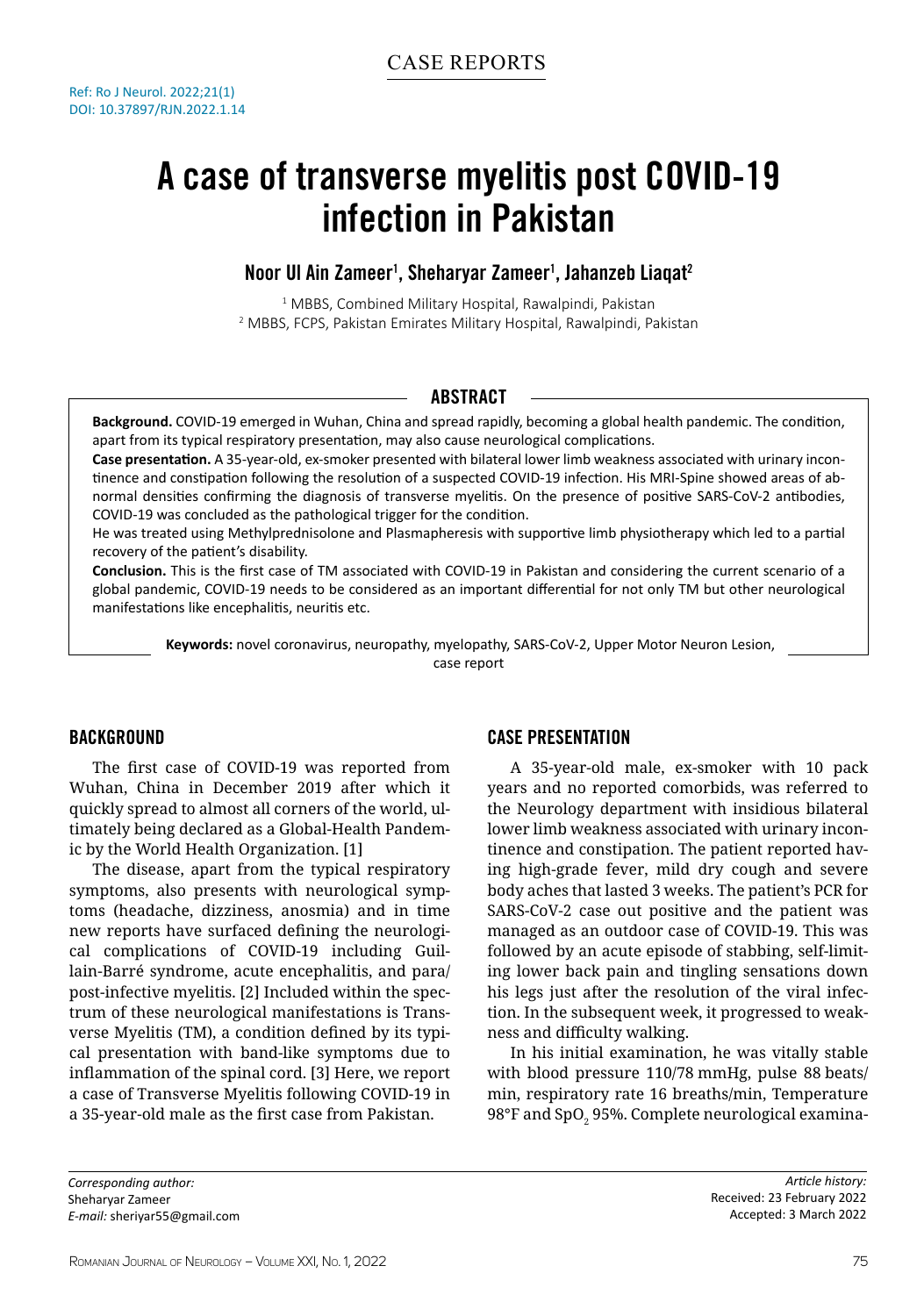CASE REPORTS

Ref: Ro J Neurol. 2022;21(1)
DOI: 10.37897/RJN.2022.1.14

# A case of transverse myelitis post COVID-19 infection in Pakistan

**Noor Ul Ain Zameer[1], Sheharyar Zameer[1], Jahanzeb Liaqat[2]**

[1] MBBS, Combined Military Hospital, Rawalpindi, Pakistan
[2] MBBS, FCPS, Pakistan Emirates Military Hospital, Rawalpindi, Pakistan

## ABSTRACT

**Background.** COVID-19 emerged in Wuhan, China and spread rapidly, becoming a global health pandemic. The condition, apart from its typical respiratory presentation, may also cause neurological complications.

**Case presentation.** A 35-year-old, ex-smoker presented with bilateral lower limb weakness associated with urinary incontinence and constipation following the resolution of a suspected COVID-19 infection. His MRI-Spine showed areas of abnormal densities confirming the diagnosis of transverse myelitis. On the presence of positive SARS-CoV-2 antibodies, COVID-19 was concluded as the pathological trigger for the condition.

He was treated using Methylprednisolone and Plasmapheresis with supportive limb physiotherapy which led to a partial recovery of the patient's disability.

**Conclusion.** This is the first case of TM associated with COVID-19 in Pakistan and considering the current scenario of a global pandemic, COVID-19 needs to be considered as an important differential for not only TM but other neurological manifestations like encephalitis, neuritis etc.

**Keywords:** novel coronavirus, neuropathy, myelopathy, SARS-CoV-2, Upper Motor Neuron Lesion, case report

## BACKGROUND

The first case of COVID-19 was reported from Wuhan, China in December 2019 after which it quickly spread to almost all corners of the world, ultimately being declared as a Global-Health Pandemic by the World Health Organization. [1]

The disease, apart from the typical respiratory symptoms, also presents with neurological symptoms (headache, dizziness, anosmia) and in time new reports have surfaced defining the neurological complications of COVID-19 including Guillain-Barré syndrome, acute encephalitis, and para/post-infective myelitis. [2] Included within the spectrum of these neurological manifestations is Transverse Myelitis (TM), a condition defined by its typical presentation with band-like symptoms due to inflammation of the spinal cord. [3] Here, we report a case of Transverse Myelitis following COVID-19 in a 35-year-old male as the first case from Pakistan.

## CASE PRESENTATION

A 35-year-old male, ex-smoker with 10 pack years and no reported comorbids, was referred to the Neurology department with insidious bilateral lower limb weakness associated with urinary incontinence and constipation. The patient reported having high-grade fever, mild dry cough and severe body aches that lasted 3 weeks. The patient's PCR for SARS-CoV-2 case out positive and the patient was managed as an outdoor case of COVID-19. This was followed by an acute episode of stabbing, self-limiting lower back pain and tingling sensations down his legs just after the resolution of the viral infection. In the subsequent week, it progressed to weakness and difficulty walking.

In his initial examination, he was vitally stable with blood pressure 110/78 mmHg, pulse 88 beats/min, respiratory rate 16 breaths/min, Temperature 98°F and $SpO_2$ 95%. Complete neurological examina-

*Corresponding author:*
Sheharyar Zameer
*E-mail:* sheriyar55@gmail.com

*Article history:*
Received: 23 February 2022
Accepted: 3 March 2022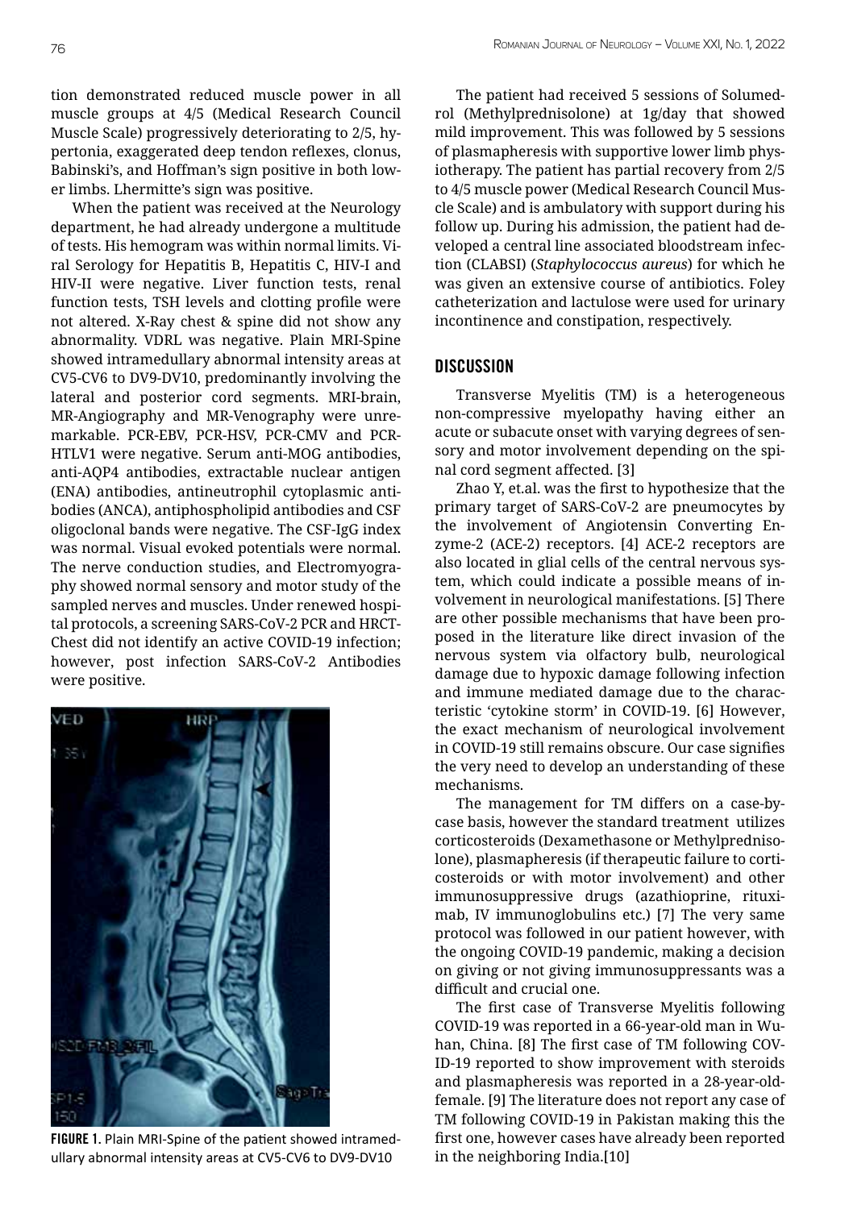tion demonstrated reduced muscle power in all muscle groups at 4/5 (Medical Research Council Muscle Scale) progressively deteriorating to 2/5, hypertonia, exaggerated deep tendon reflexes, clonus, Babinski's, and Hoffman's sign positive in both lower limbs. Lhermitte's sign was positive.

When the patient was received at the Neurology department, he had already undergone a multitude of tests. His hemogram was within normal limits. Viral Serology for Hepatitis B, Hepatitis C, HIV-I and HIV-II were negative. Liver function tests, renal function tests, TSH levels and clotting profile were not altered. X-Ray chest & spine did not show any abnormality. VDRL was negative. Plain MRI-Spine showed intramedullary abnormal intensity areas at CV5-CV6 to DV9-DV10, predominantly involving the lateral and posterior cord segments. MRI-brain, MR-Angiography and MR-Venography were unremarkable. PCR-EBV, PCR-HSV, PCR-CMV and PCR-HTLV1 were negative. Serum anti-MOG antibodies, anti-AQP4 antibodies, extractable nuclear antigen (ENA) antibodies, antineutrophil cytoplasmic antibodies (ANCA), antiphospholipid antibodies and CSF oligoclonal bands were negative. The CSF-IgG index was normal. Visual evoked potentials were normal. The nerve conduction studies, and Electromyography showed normal sensory and motor study of the sampled nerves and muscles. Under renewed hospital protocols, a screening SARS-CoV-2 PCR and HRCT-Chest did not identify an active COVID-19 infection; however, post infection SARS-CoV-2 Antibodies were positive.

**FIGURE 1.** Plain MRI-Spine of the patient showed intramedullary abnormal intensity areas at CV5-CV6 to DV9-DV10

The patient had received 5 sessions of Solumedrol (Methylprednisolone) at 1g/day that showed mild improvement. This was followed by 5 sessions of plasmapheresis with supportive lower limb physiotherapy. The patient has partial recovery from 2/5 to 4/5 muscle power (Medical Research Council Muscle Scale) and is ambulatory with support during his follow up. During his admission, the patient had developed a central line associated bloodstream infection (CLABSI) (*Staphylococcus aureus*) for which he was given an extensive course of antibiotics. Foley catheterization and lactulose were used for urinary incontinence and constipation, respectively.

## DISCUSSION

Transverse Myelitis (TM) is a heterogeneous non-compressive myelopathy having either an acute or subacute onset with varying degrees of sensory and motor involvement depending on the spinal cord segment affected. [3]

Zhao Y, et.al. was the first to hypothesize that the primary target of SARS-CoV-2 are pneumocytes by the involvement of Angiotensin Converting Enzyme-2 (ACE-2) receptors. [4] ACE-2 receptors are also located in glial cells of the central nervous system, which could indicate a possible means of involvement in neurological manifestations. [5] There are other possible mechanisms that have been proposed in the literature like direct invasion of the nervous system via olfactory bulb, neurological damage due to hypoxic damage following infection and immune mediated damage due to the characteristic 'cytokine storm' in COVID-19. [6] However, the exact mechanism of neurological involvement in COVID-19 still remains obscure. Our case signifies the very need to develop an understanding of these mechanisms.

The management for TM differs on a case-by-case basis, however the standard treatment utilizes corticosteroids (Dexamethasone or Methylprednisolone), plasmapheresis (if therapeutic failure to corticosteroids or with motor involvement) and other immunosuppressive drugs (azathioprine, rituximab, IV immunoglobulins etc.) [7] The very same protocol was followed in our patient however, with the ongoing COVID-19 pandemic, making a decision on giving or not giving immunosuppressants was a difficult and crucial one.

The first case of Transverse Myelitis following COVID-19 was reported in a 66-year-old man in Wuhan, China. [8] The first case of TM following COVID-19 reported to show improvement with steroids and plasmapheresis was reported in a 28-year-old-female. [9] The literature does not report any case of TM following COVID-19 in Pakistan making this the first one, however cases have already been reported in the neighboring India.[10]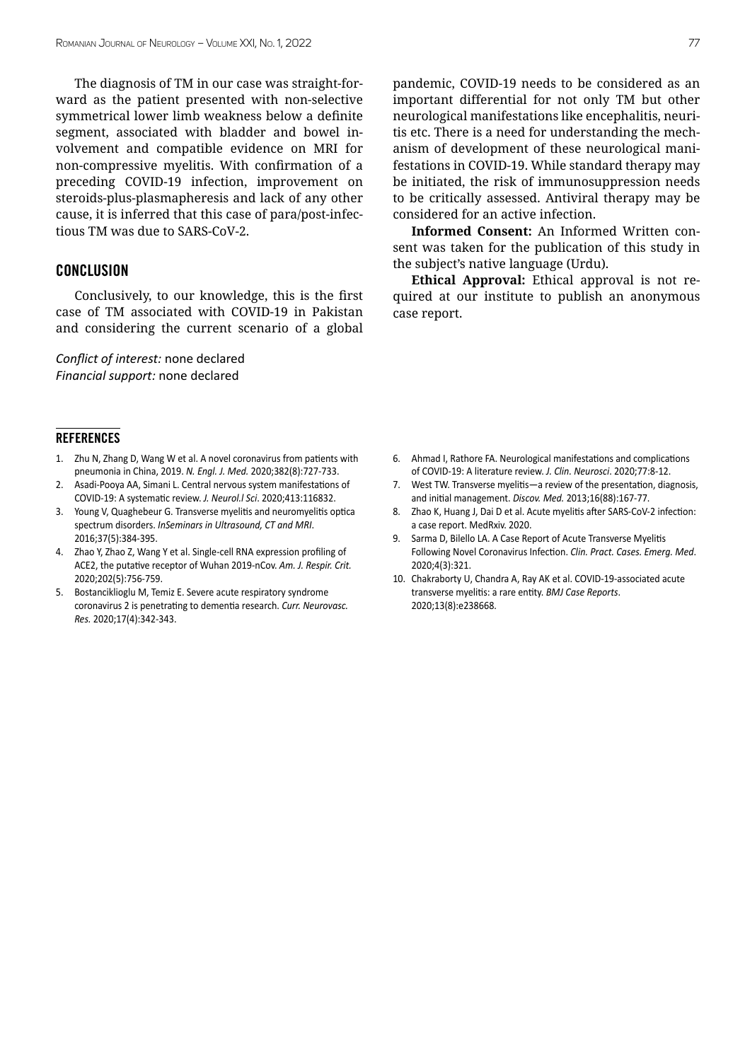The diagnosis of TM in our case was straight-forward as the patient presented with non-selective symmetrical lower limb weakness below a definite segment, associated with bladder and bowel involvement and compatible evidence on MRI for non-compressive myelitis. With confirmation of a preceding COVID-19 infection, improvement on steroids-plus-plasmapheresis and lack of any other cause, it is inferred that this case of para/post-infectious TM was due to SARS-CoV-2.

## CONCLUSION

Conclusively, to our knowledge, this is the first case of TM associated with COVID-19 in Pakistan and considering the current scenario of a global pandemic, COVID-19 needs to be considered as an important differential for not only TM but other neurological manifestations like encephalitis, neuritis etc. There is a need for understanding the mechanism of development of these neurological manifestations in COVID-19. While standard therapy may be initiated, the risk of immunosuppression needs to be critically assessed. Antiviral therapy may be considered for an active infection.

**Informed Consent:** An Informed Written consent was taken for the publication of this study in the subject's native language (Urdu).

**Ethical Approval:** Ethical approval is not required at our institute to publish an anonymous case report.

*Conflict of interest:* none declared
*Financial support:* none declared

## REFERENCES

1. Zhu N, Zhang D, Wang W et al. A novel coronavirus from patients with pneumonia in China, 2019. *N. Engl. J. Med.* 2020;382(8):727-733.
2. Asadi-Pooya AA, Simani L. Central nervous system manifestations of COVID-19: A systematic review. *J. Neurol.l Sci*. 2020;413:116832.
3. Young V, Quaghebeur G. Transverse myelitis and neuromyelitis optica spectrum disorders. *InSeminars in Ultrasound, CT and MRI*. 2016;37(5):384-395.
4. Zhao Y, Zhao Z, Wang Y et al. Single-cell RNA expression profiling of ACE2, the putative receptor of Wuhan 2019-nCov. *Am. J. Respir. Crit.* 2020;202(5):756-759.
5. Bostancikliogiu M, Temiz E. Severe acute respiratory syndrome coronavirus 2 is penetrating to dementia research. *Curr. Neurovasc. Res.* 2020;17(4):342-343.
6. Ahmad I, Rathore FA. Neurological manifestations and complications of COVID-19: A literature review. *J. Clin. Neurosci*. 2020;77:8-12.
7. West TW. Transverse myelitis—a review of the presentation, diagnosis, and initial management. *Discov. Med.* 2013;16(88):167-77.
8. Zhao K, Huang J, Dai D et al. Acute myelitis after SARS-CoV-2 infection: a case report. MedRxiv. 2020.
9. Sarma D, Bilello LA. A Case Report of Acute Transverse Myelitis Following Novel Coronavirus Infection. *Clin. Pract. Cases. Emerg. Med*. 2020;4(3):321.
10. Chakraborty U, Chandra A, Ray AK et al. COVID-19-associated acute transverse myelitis: a rare entity. *BMJ Case Reports*. 2020;13(8):e238668.